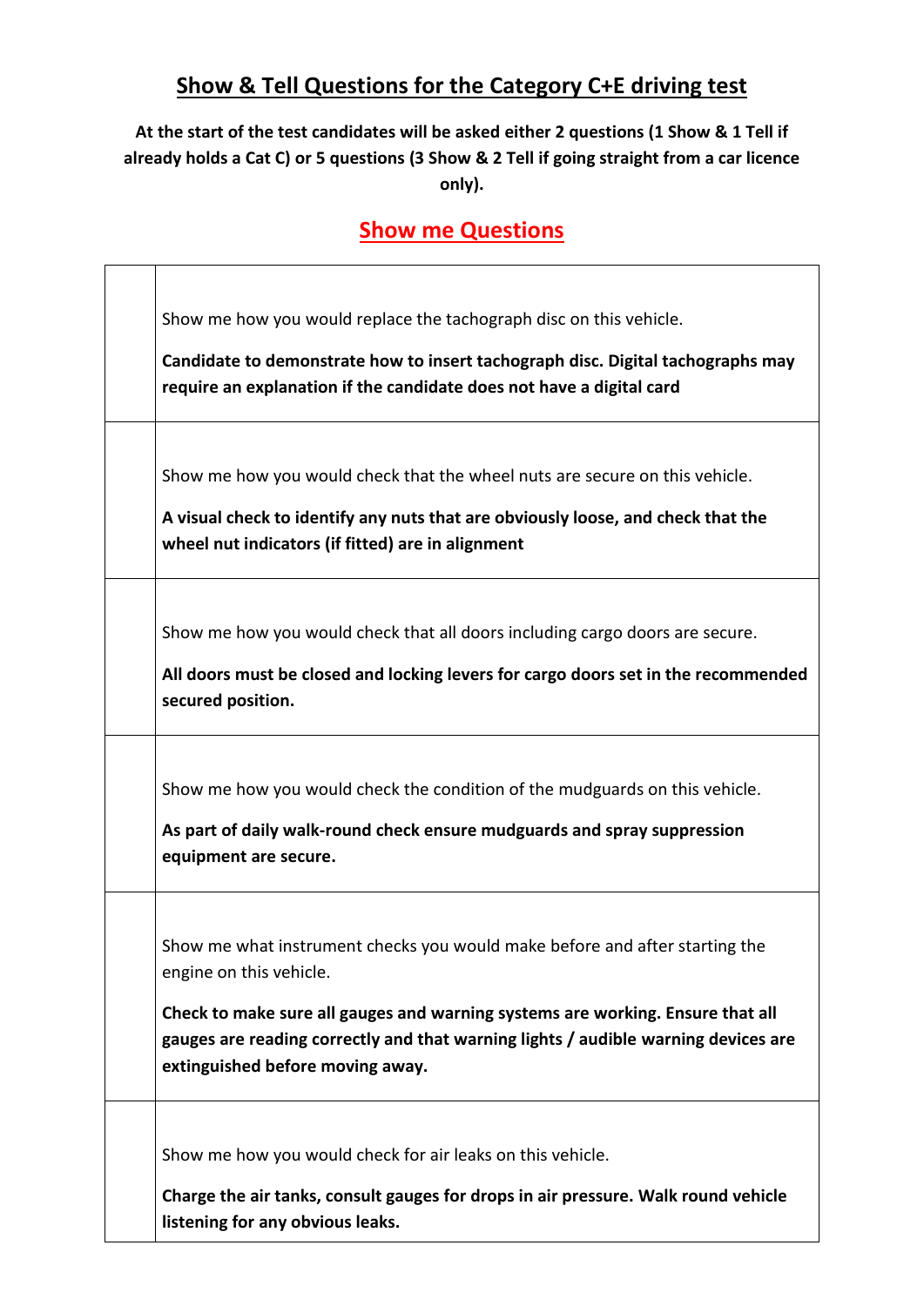# Show & Tell Questions for the Category C+E driving test

**At the start of the test candidates will be asked either 2 questions (1 Show & 1 Tell if already holds a Cat C) or 5 questions (3 Show & 2 Tell if going straight from a car licence only).**

## Show me Questions

| | |
|---|---|
| | Show me how you would replace the tachograph disc on this vehicle.<br><br>**Candidate to demonstrate how to insert tachograph disc. Digital tachographs may require an explanation if the candidate does not have a digital card** |
| | Show me how you would check that the wheel nuts are secure on this vehicle.<br><br>**A visual check to identify any nuts that are obviously loose, and check that the wheel nut indicators (if fitted) are in alignment** |
| | Show me how you would check that all doors including cargo doors are secure.<br><br>**All doors must be closed and locking levers for cargo doors set in the recommended secured position.** |
| | Show me how you would check the condition of the mudguards on this vehicle.<br><br>**As part of daily walk-round check ensure mudguards and spray suppression equipment are secure.** |
| | Show me what instrument checks you would make before and after starting the engine on this vehicle.<br><br>**Check to make sure all gauges and warning systems are working. Ensure that all gauges are reading correctly and that warning lights / audible warning devices are extinguished before moving away.** |
| | Show me how you would check for air leaks on this vehicle.<br><br>**Charge the air tanks, consult gauges for drops in air pressure. Walk round vehicle listening for any obvious leaks.** |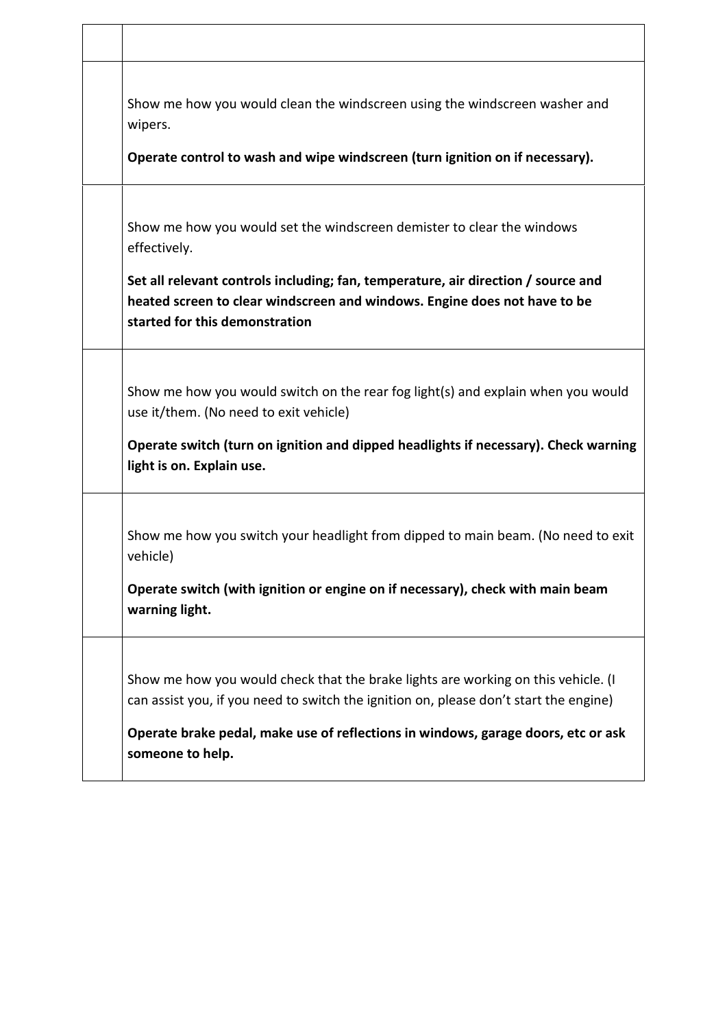| | |
|---|---|
| | Show me how you would clean the windscreen using the windscreen washer and wipers.<br><br>**Operate control to wash and wipe windscreen (turn ignition on if necessary).** |
| | Show me how you would set the windscreen demister to clear the windows effectively.<br><br>**Set all relevant controls including; fan, temperature, air direction / source and heated screen to clear windscreen and windows. Engine does not have to be started for this demonstration** |
| | Show me how you would switch on the rear fog light(s) and explain when you would use it/them. (No need to exit vehicle)<br><br>**Operate switch (turn on ignition and dipped headlights if necessary). Check warning light is on. Explain use.** |
| | Show me how you switch your headlight from dipped to main beam. (No need to exit vehicle)<br><br>**Operate switch (with ignition or engine on if necessary), check with main beam warning light.** |
| | Show me how you would check that the brake lights are working on this vehicle. (I can assist you, if you need to switch the ignition on, please don't start the engine)<br><br>**Operate brake pedal, make use of reflections in windows, garage doors, etc or ask someone to help.** |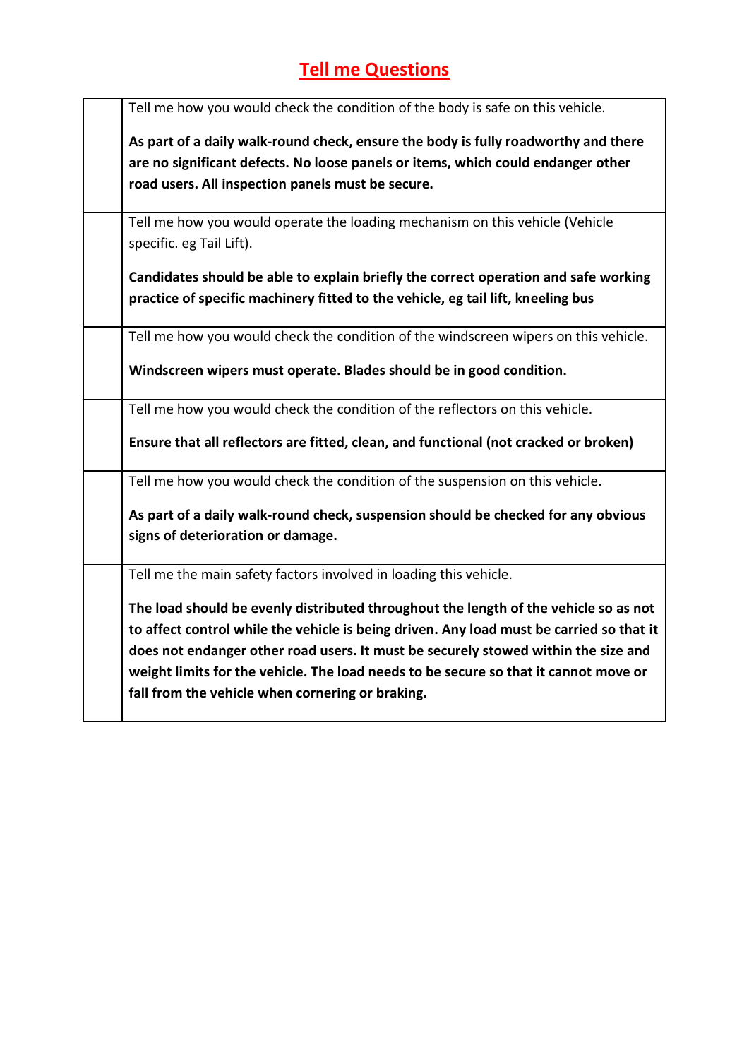# Tell me Questions

| | |
|---|---|
| | Tell me how you would check the condition of the body is safe on this vehicle.<br><br>**As part of a daily walk-round check, ensure the body is fully roadworthy and there are no significant defects. No loose panels or items, which could endanger other road users. All inspection panels must be secure.** |
| | Tell me how you would operate the loading mechanism on this vehicle (Vehicle specific. eg Tail Lift).<br><br>**Candidates should be able to explain briefly the correct operation and safe working practice of specific machinery fitted to the vehicle, eg tail lift, kneeling bus** |
| | Tell me how you would check the condition of the windscreen wipers on this vehicle.<br><br>**Windscreen wipers must operate. Blades should be in good condition.** |
| | Tell me how you would check the condition of the reflectors on this vehicle.<br><br>**Ensure that all reflectors are fitted, clean, and functional (not cracked or broken)** |
| | Tell me how you would check the condition of the suspension on this vehicle.<br><br>**As part of a daily walk-round check, suspension should be checked for any obvious signs of deterioration or damage.** |
| | Tell me the main safety factors involved in loading this vehicle.<br><br>**The load should be evenly distributed throughout the length of the vehicle so as not to affect control while the vehicle is being driven. Any load must be carried so that it does not endanger other road users. It must be securely stowed within the size and weight limits for the vehicle. The load needs to be secure so that it cannot move or fall from the vehicle when cornering or braking.** |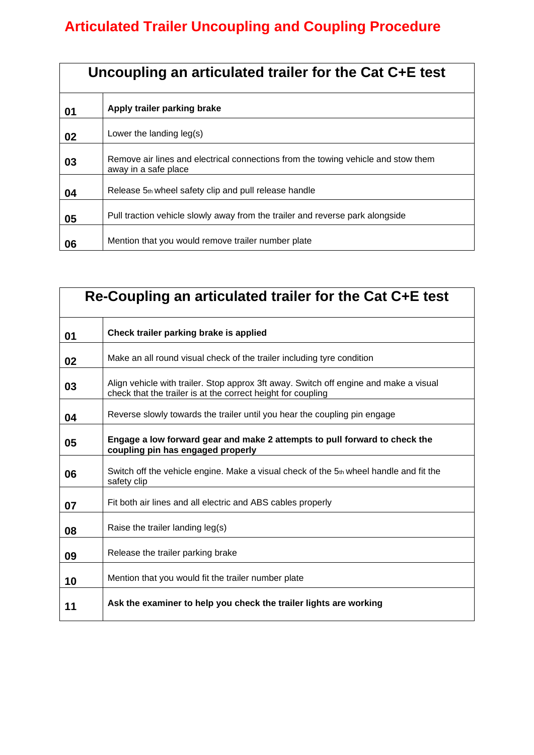# Articulated Trailer Uncoupling and Coupling Procedure

| Uncoupling an articulated trailer for the Cat C+E test | |
|---|---|
| **01** | **Apply trailer parking brake** |
| **02** | Lower the landing leg(s) |
| **03** | Remove air lines and electrical connections from the towing vehicle and stow them away in a safe place |
| **04** | Release 5th wheel safety clip and pull release handle |
| **05** | Pull traction vehicle slowly away from the trailer and reverse park alongside |
| **06** | Mention that you would remove trailer number plate |

| Re-Coupling an articulated trailer for the Cat C+E test | |
|---|---|
| **01** | **Check trailer parking brake is applied** |
| **02** | Make an all round visual check of the trailer including tyre condition |
| **03** | Align vehicle with trailer. Stop approx 3ft away. Switch off engine and make a visual check that the trailer is at the correct height for coupling |
| **04** | Reverse slowly towards the trailer until you hear the coupling pin engage |
| **05** | **Engage a low forward gear and make 2 attempts to pull forward to check the coupling pin has engaged properly** |
| **06** | Switch off the vehicle engine. Make a visual check of the 5th wheel handle and fit the safety clip |
| **07** | Fit both air lines and all electric and ABS cables properly |
| **08** | Raise the trailer landing leg(s) |
| **09** | Release the trailer parking brake |
| **10** | Mention that you would fit the trailer number plate |
| **11** | **Ask the examiner to help you check the trailer lights are working** |